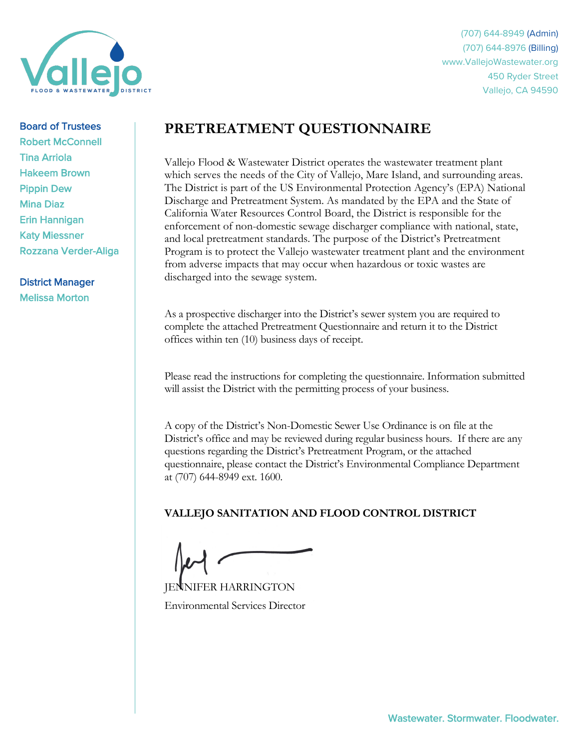(707) 644-8949 (Admin)
(707) 644-8976 (Billing)
www.VallejoWastewater.org
450 Ryder Street
Vallejo, CA 94590

**Board of Trustees**
Robert McConnell
Tina Arriola
Hakeem Brown
Pippin Dew
Mina Diaz
Erin Hannigan
Katy Miessner
Rozzana Verder-Aliga

**District Manager**
Melissa Morton

# PRETREATMENT QUESTIONNAIRE

Vallejo Flood & Wastewater District operates the wastewater treatment plant which serves the needs of the City of Vallejo, Mare Island, and surrounding areas. The District is part of the US Environmental Protection Agency's (EPA) National Discharge and Pretreatment System. As mandated by the EPA and the State of California Water Resources Control Board, the District is responsible for the enforcement of non-domestic sewage discharger compliance with national, state, and local pretreatment standards. The purpose of the District's Pretreatment Program is to protect the Vallejo wastewater treatment plant and the environment from adverse impacts that may occur when hazardous or toxic wastes are discharged into the sewage system.

As a prospective discharger into the District's sewer system you are required to complete the attached Pretreatment Questionnaire and return it to the District offices within ten (10) business days of receipt.

Please read the instructions for completing the questionnaire. Information submitted will assist the District with the permitting process of your business.

A copy of the District's Non-Domestic Sewer Use Ordinance is on file at the District's office and may be reviewed during regular business hours. If there are any questions regarding the District's Pretreatment Program, or the attached questionnaire, please contact the District's Environmental Compliance Department at (707) 644-8949 ext. 1600.

**VALLEJO SANITATION AND FLOOD CONTROL DISTRICT**

JENNIFER HARRINGTON
Environmental Services Director

Wastewater. Stormwater. Floodwater.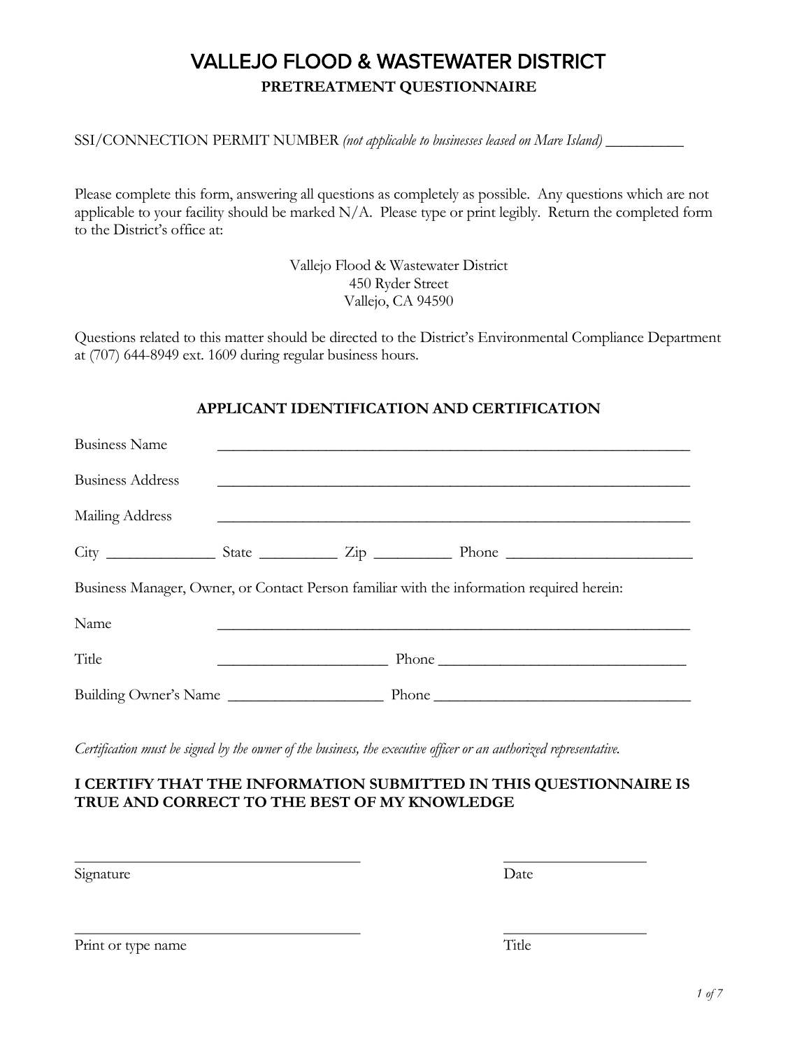# VALLEJO FLOOD & WASTEWATER DISTRICT

## PRETREATMENT QUESTIONNAIRE

SSI/CONNECTION PERMIT NUMBER *(not applicable to businesses leased on Mare Island)* __________

Please complete this form, answering all questions as completely as possible. Any questions which are not applicable to your facility should be marked N/A. Please type or print legibly. Return the completed form to the District's office at:

Vallejo Flood & Wastewater District
450 Ryder Street
Vallejo, CA 94590

Questions related to this matter should be directed to the District's Environmental Compliance Department at (707) 644-8949 ext. 1609 during regular business hours.

### APPLICANT IDENTIFICATION AND CERTIFICATION

Business Name ______________________________________________________________

Business Address ______________________________________________________________

Mailing Address ______________________________________________________________

City ______________ State __________ Zip __________ Phone ________________________

Business Manager, Owner, or Contact Person familiar with the information required herein:

Name ______________________________________________________________

Title ______________________ Phone ________________________________

Building Owner's Name ____________________ Phone __________________________________

*Certification must be signed by the owner of the business, the executive officer or an authorized representative.*

**I CERTIFY THAT THE INFORMATION SUBMITTED IN THIS QUESTIONNAIRE IS TRUE AND CORRECT TO THE BEST OF MY KNOWLEDGE**

_____________________________________ ___________________

Signature Date

_____________________________________ ___________________

Print or type name Title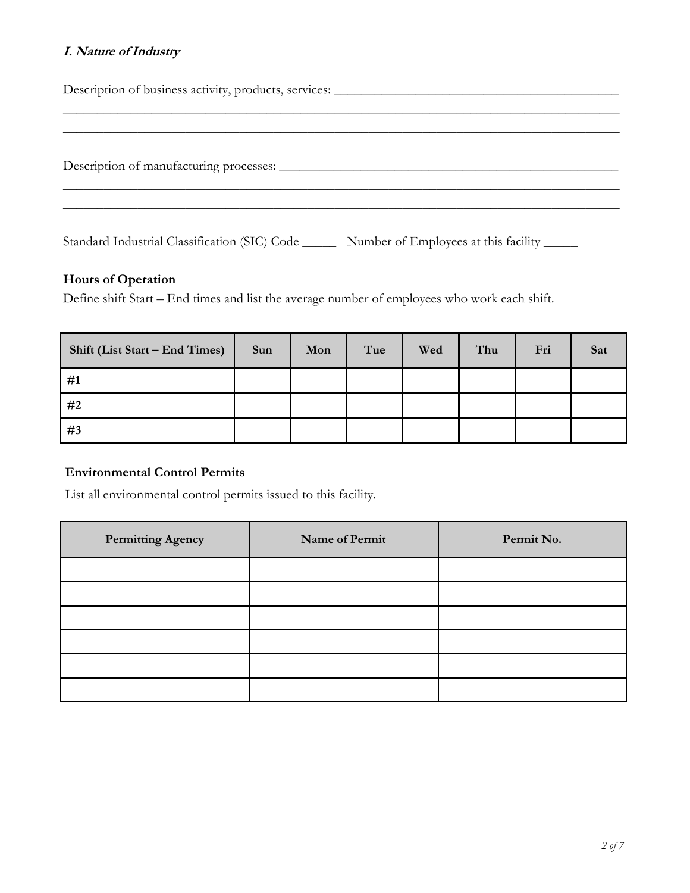### *I. Nature of Industry*

Description of business activity, products, services: ___________________________________________

______________________________________________________________________________________

______________________________________________________________________________________

Description of manufacturing processes: ______________________________________________________

______________________________________________________________________________________

______________________________________________________________________________________

Standard Industrial Classification (SIC) Code _____ Number of Employees at this facility _____

**Hours of Operation**

Define shift Start – End times and list the average number of employees who work each shift.

| Shift (List Start – End Times) | Sun | Mon | Tue | Wed | Thu | Fri | Sat |
|---|---|---|---|---|---|---|---|
| #1 | | | | | | | |
| #2 | | | | | | | |
| #3 | | | | | | | |

**Environmental Control Permits**

List all environmental control permits issued to this facility.

| Permitting Agency | Name of Permit | Permit No. |
|---|---|---|
| | | |
| | | |
| | | |
| | | |
| | | |
| | | |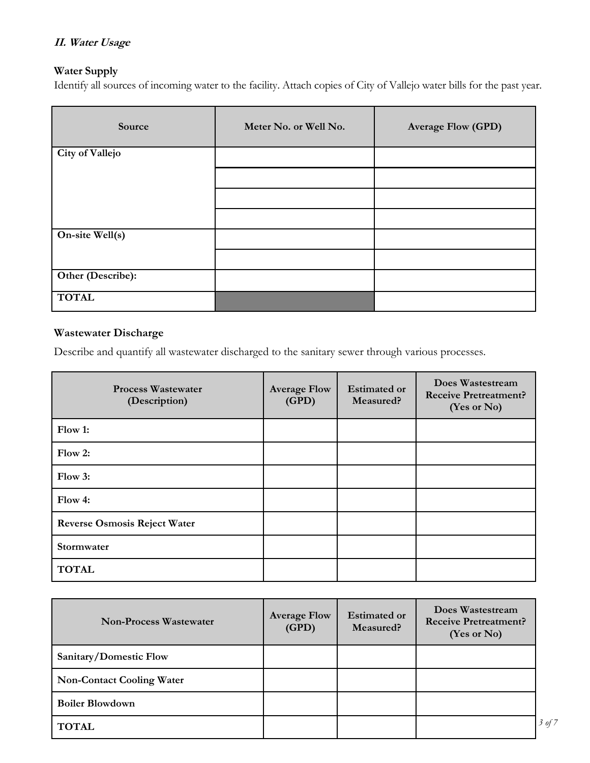### *II. Water Usage*

**Water Supply**

Identify all sources of incoming water to the facility. Attach copies of City of Vallejo water bills for the past year.

| Source | Meter No. or Well No. | Average Flow (GPD) |
|---|---|---|
| **City of Vallejo** | | |
| | | |
| | | |
| | | |
| **On-site Well(s)** | | |
| | | |
| **Other (Describe):** | | |
| **TOTAL** | | |

**Wastewater Discharge**

Describe and quantify all wastewater discharged to the sanitary sewer through various processes.

| Process Wastewater (Description) | Average Flow (GPD) | Estimated or Measured? | Does Wastestream Receive Pretreatment? (Yes or No) |
|---|---|---|---|
| **Flow 1:** | | | |
| **Flow 2:** | | | |
| **Flow 3:** | | | |
| **Flow 4:** | | | |
| **Reverse Osmosis Reject Water** | | | |
| **Stormwater** | | | |
| **TOTAL** | | | |

| Non-Process Wastewater | Average Flow (GPD) | Estimated or Measured? | Does Wastestream Receive Pretreatment? (Yes or No) |
|---|---|---|---|
| **Sanitary/Domestic Flow** | | | |
| **Non-Contact Cooling Water** | | | |
| **Boiler Blowdown** | | | |
| **TOTAL** | | | |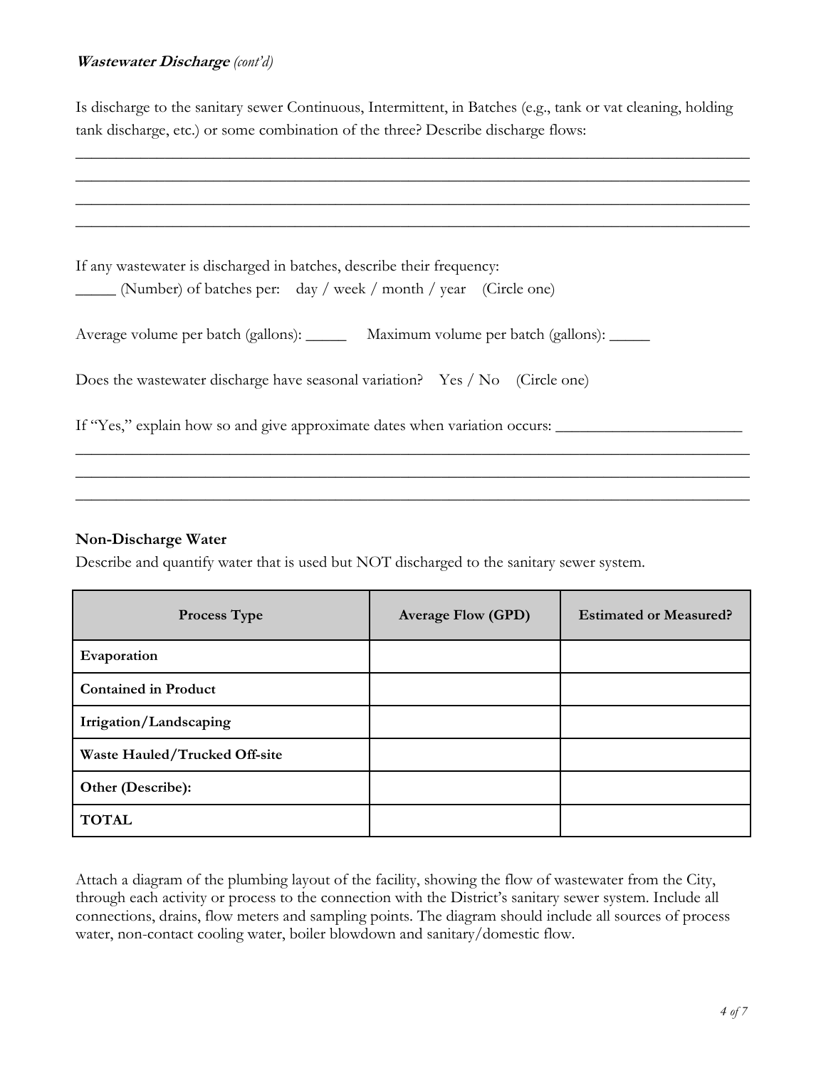***Wastewater Discharge** (cont'd)*

Is discharge to the sanitary sewer Continuous, Intermittent, in Batches (e.g., tank or vat cleaning, holding tank discharge, etc.) or some combination of the three? Describe discharge flows:

______________________________________________________________________________
______________________________________________________________________________
______________________________________________________________________________
______________________________________________________________________________

If any wastewater is discharged in batches, describe their frequency:

_____ (Number) of batches per:    day / week / month / year    (Circle one)

Average volume per batch (gallons): _____    Maximum volume per batch (gallons): _____

Does the wastewater discharge have seasonal variation?    Yes / No    (Circle one)

If "Yes," explain how so and give approximate dates when variation occurs: _______________________

______________________________________________________________________________
______________________________________________________________________________
______________________________________________________________________________

### Non-Discharge Water

Describe and quantify water that is used but NOT discharged to the sanitary sewer system.

| Process Type | Average Flow (GPD) | Estimated or Measured? |
|---|---|---|
| **Evaporation** | | |
| **Contained in Product** | | |
| **Irrigation/Landscaping** | | |
| **Waste Hauled/Trucked Off-site** | | |
| **Other (Describe):** | | |
| **TOTAL** | | |

Attach a diagram of the plumbing layout of the facility, showing the flow of wastewater from the City, through each activity or process to the connection with the District's sanitary sewer system. Include all connections, drains, flow meters and sampling points. The diagram should include all sources of process water, non-contact cooling water, boiler blowdown and sanitary/domestic flow.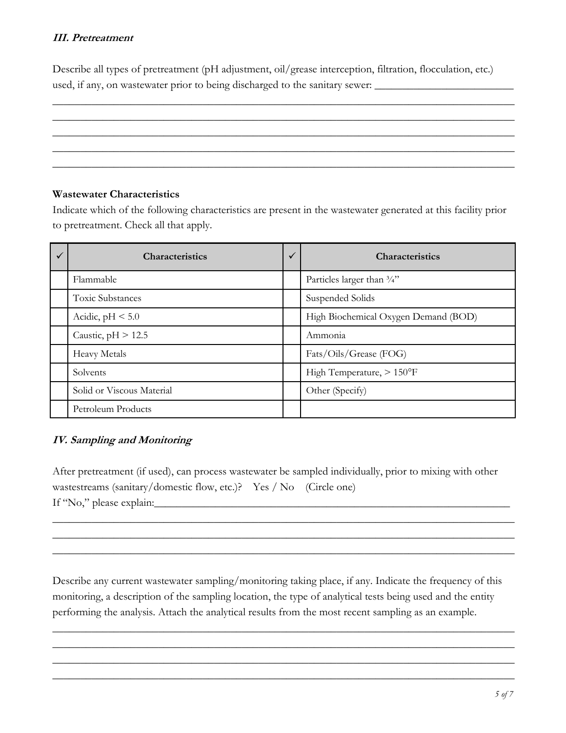### *III. Pretreatment*

Describe all types of pretreatment (pH adjustment, oil/grease interception, filtration, flocculation, etc.) used, if any, on wastewater prior to being discharged to the sanitary sewer: ___________________________

_____________________________________________________________________________________________

_____________________________________________________________________________________________

_____________________________________________________________________________________________

_____________________________________________________________________________________________

_____________________________________________________________________________________________

**Wastewater Characteristics**

Indicate which of the following characteristics are present in the wastewater generated at this facility prior to pretreatment. Check all that apply.

| ✓ | Characteristics | ✓ | Characteristics |
|---|---|---|---|
| | Flammable | | Particles larger than ¾" |
| | Toxic Substances | | Suspended Solids |
| | Acidic, pH < 5.0 | | High Biochemical Oxygen Demand (BOD) |
| | Caustic, pH > 12.5 | | Ammonia |
| | Heavy Metals | | Fats/Oils/Grease (FOG) |
| | Solvents | | High Temperature, > 150°F |
| | Solid or Viscous Material | | Other (Specify) |
| | Petroleum Products | | |

### *IV. Sampling and Monitoring*

After pretreatment (if used), can process wastewater be sampled individually, prior to mixing with other wastestreams (sanitary/domestic flow, etc.)? Yes / No (Circle one)

If "No," please explain:___________________________________________________________________

_____________________________________________________________________________________________

_____________________________________________________________________________________________

_____________________________________________________________________________________________

Describe any current wastewater sampling/monitoring taking place, if any. Indicate the frequency of this monitoring, a description of the sampling location, the type of analytical tests being used and the entity performing the analysis. Attach the analytical results from the most recent sampling as an example.

_____________________________________________________________________________________________

_____________________________________________________________________________________________

_____________________________________________________________________________________________

_____________________________________________________________________________________________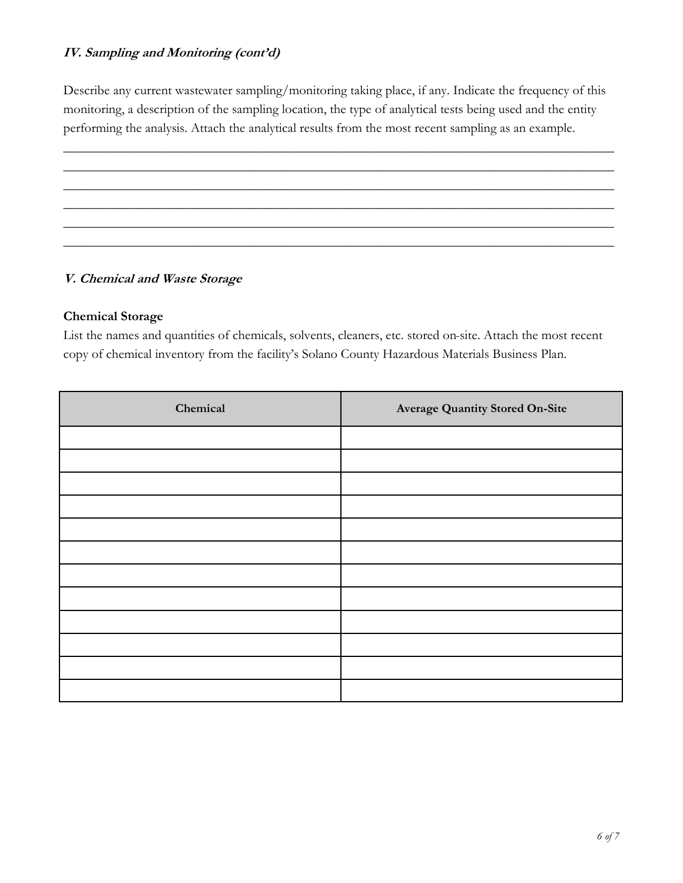### *IV. Sampling and Monitoring (cont'd)*

Describe any current wastewater sampling/monitoring taking place, if any. Indicate the frequency of this monitoring, a description of the sampling location, the type of analytical tests being used and the entity performing the analysis. Attach the analytical results from the most recent sampling as an example.

_______________________________________________________________________________________
_______________________________________________________________________________________
_______________________________________________________________________________________
_______________________________________________________________________________________
_______________________________________________________________________________________
_______________________________________________________________________________________

### *V. Chemical and Waste Storage*

**Chemical Storage**

List the names and quantities of chemicals, solvents, cleaners, etc. stored on-site. Attach the most recent copy of chemical inventory from the facility's Solano County Hazardous Materials Business Plan.

| Chemical | Average Quantity Stored On-Site |
| --- | --- |
| | |
| | |
| | |
| | |
| | |
| | |
| | |
| | |
| | |
| | |
| | |
| | |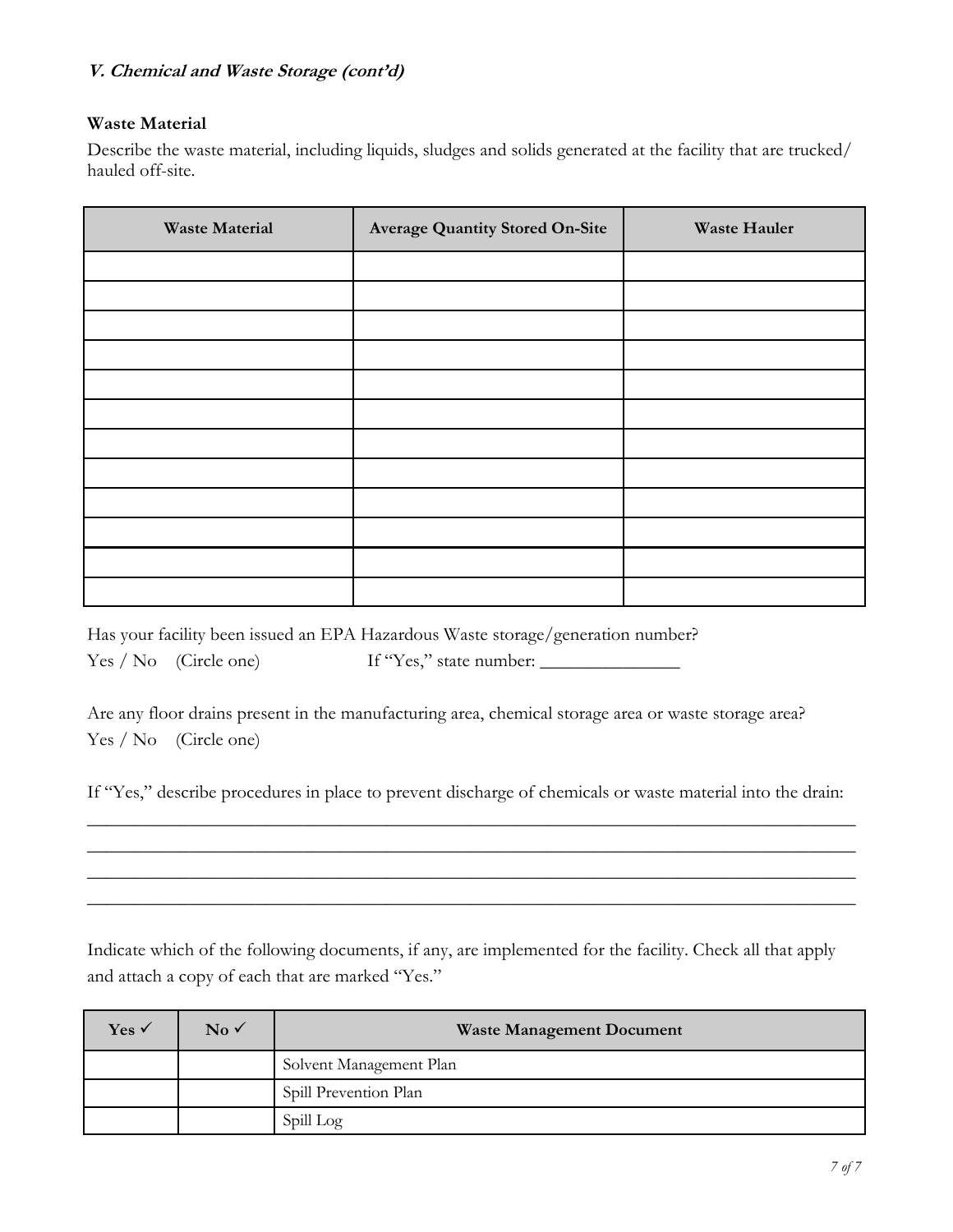***V. Chemical and Waste Storage (cont'd)***

**Waste Material**

Describe the waste material, including liquids, sludges and solids generated at the facility that are trucked/ hauled off-site.

| Waste Material | Average Quantity Stored On-Site | Waste Hauler |
|---|---|---|
| | | |
| | | |
| | | |
| | | |
| | | |
| | | |
| | | |
| | | |
| | | |
| | | |
| | | |
| | | |

Has your facility been issued an EPA Hazardous Waste storage/generation number?
Yes / No (Circle one) If "Yes," state number: _______________

Are any floor drains present in the manufacturing area, chemical storage area or waste storage area?
Yes / No (Circle one)

If "Yes," describe procedures in place to prevent discharge of chemicals or waste material into the drain:

_____________________________________________________________________________________

_____________________________________________________________________________________

_____________________________________________________________________________________

_____________________________________________________________________________________

Indicate which of the following documents, if any, are implemented for the facility. Check all that apply and attach a copy of each that are marked "Yes."

| Yes ✓ | No ✓ | Waste Management Document |
|---|---|---|
| | | Solvent Management Plan |
| | | Spill Prevention Plan |
| | | Spill Log |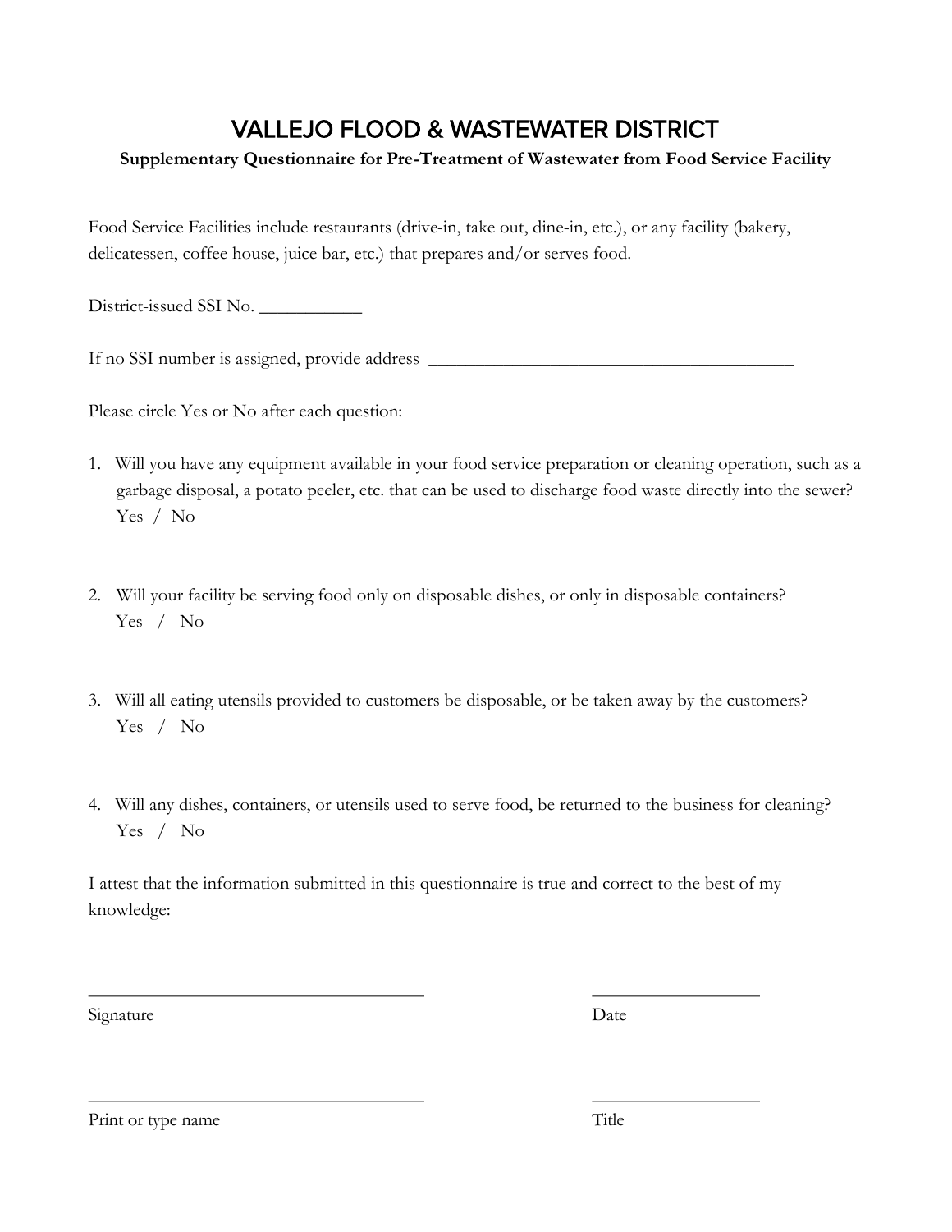# VALLEJO FLOOD & WASTEWATER DISTRICT

**Supplementary Questionnaire for Pre-Treatment of Wastewater from Food Service Facility**

Food Service Facilities include restaurants (drive-in, take out, dine-in, etc.), or any facility (bakery, delicatessen, coffee house, juice bar, etc.) that prepares and/or serves food.

District-issued SSI No. ___________

If no SSI number is assigned, provide address ________________________________________

Please circle Yes or No after each question:

1. Will you have any equipment available in your food service preparation or cleaning operation, such as a garbage disposal, a potato peeler, etc. that can be used to discharge food waste directly into the sewer?
   Yes / No

2. Will your facility be serving food only on disposable dishes, or only in disposable containers?
   Yes / No

3. Will all eating utensils provided to customers be disposable, or be taken away by the customers?
   Yes / No

4. Will any dishes, containers, or utensils used to serve food, be returned to the business for cleaning?
   Yes / No

I attest that the information submitted in this questionnaire is true and correct to the best of my knowledge:

_____________________________________ ___________________

Signature Date

_____________________________________ ___________________

Print or type name Title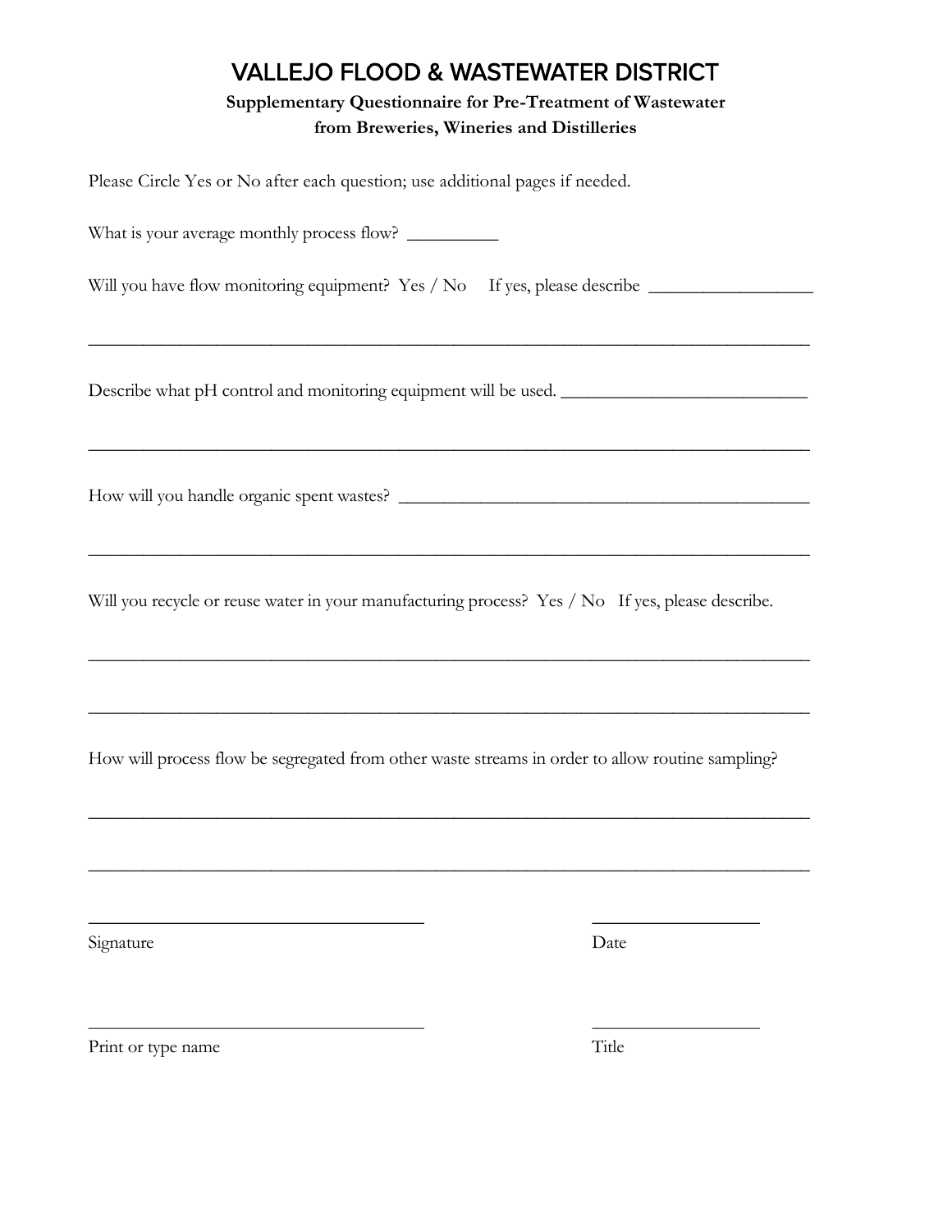# VALLEJO FLOOD & WASTEWATER DISTRICT

**Supplementary Questionnaire for Pre-Treatment of Wastewater from Breweries, Wineries and Distilleries**

Please Circle Yes or No after each question; use additional pages if needed.

What is your average monthly process flow? __________

Will you have flow monitoring equipment? Yes / No If yes, please describe __________________

______________________________________________________________________________

Describe what pH control and monitoring equipment will be used. ___________________________

______________________________________________________________________________

How will you handle organic spent wastes? ______________________________________________

______________________________________________________________________________

Will you recycle or reuse water in your manufacturing process? Yes / No If yes, please describe.

______________________________________________________________________________

______________________________________________________________________________

How will process flow be segregated from other waste streams in order to allow routine sampling?

______________________________________________________________________________

______________________________________________________________________________

_____________________________________ __________________

Signature Date

_____________________________________ __________________

Print or type name Title